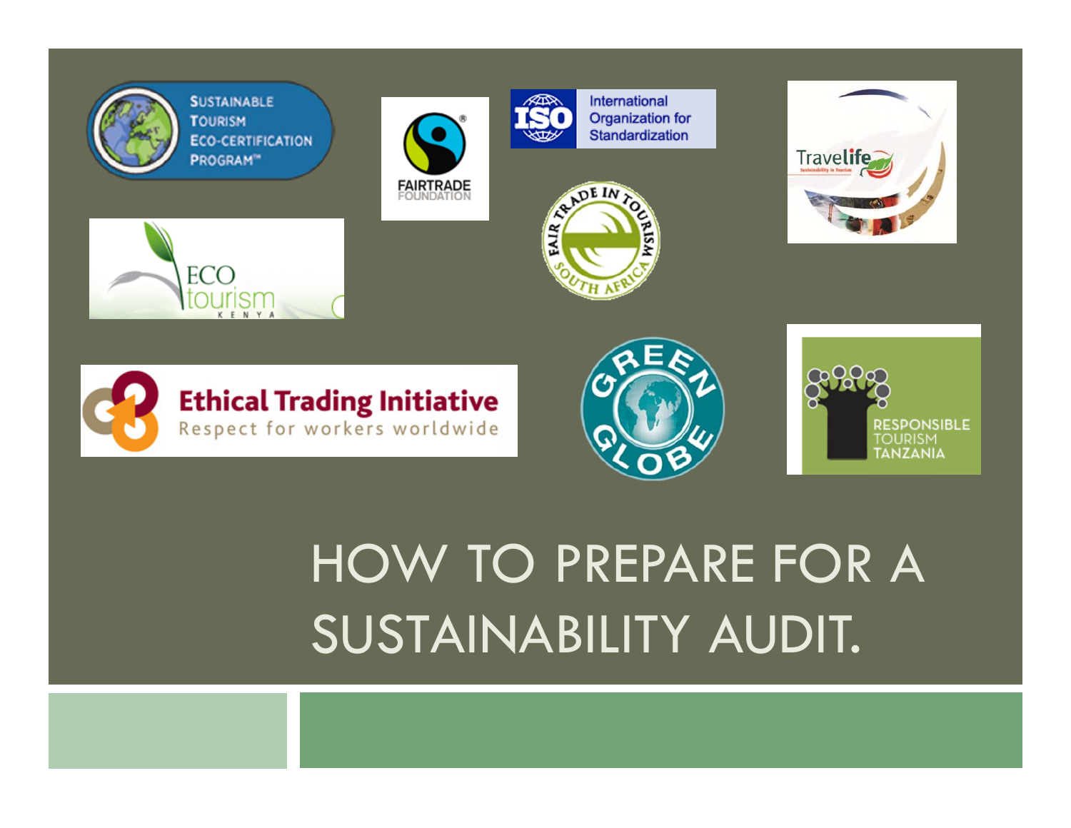SUSTAINABLE TOURISM ECO-CERTIFICATION PROGRAM™

FAIRTRADE FOUNDATION

ISO International Organization for Standardization

Travelife Sustainability in Tourism

ECO tourism KENYA

FAIR TRADE IN TOURISM SOUTH AFRICA

Ethical Trading Initiative
Respect for workers worldwide

GREEN GLOBE

RESPONSIBLE TOURISM TANZANIA

# HOW TO PREPARE FOR A SUSTAINABILITY AUDIT.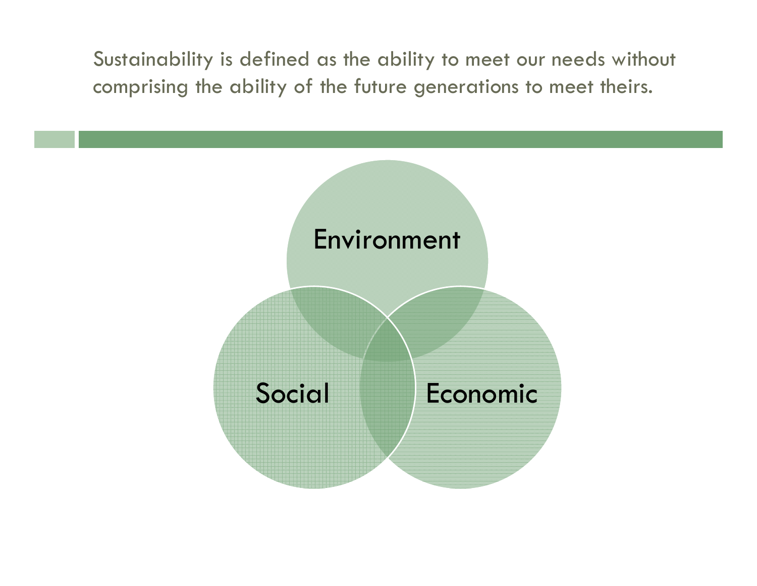Sustainability is defined as the ability to meet our needs without comprising the ability of the future generations to meet theirs.

Environment

Social

Economic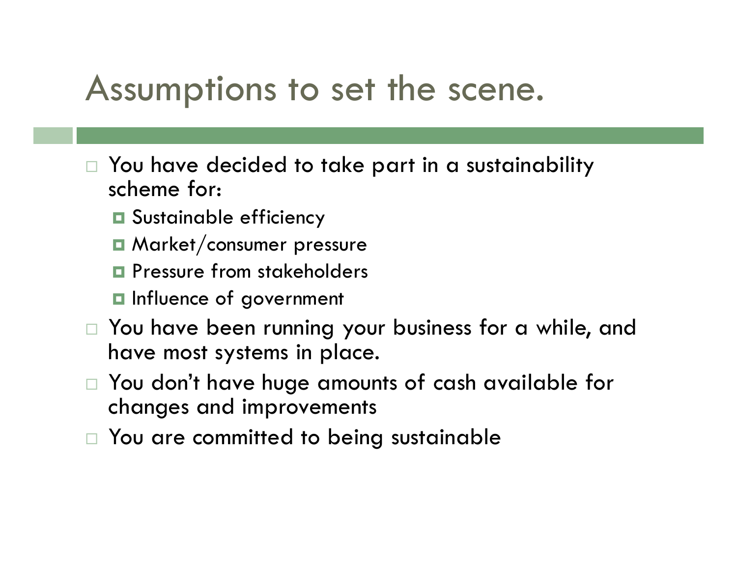# Assumptions to set the scene.

- You have decided to take part in a sustainability scheme for:
  - Sustainable efficiency
  - Market/consumer pressure
  - Pressure from stakeholders
  - Influence of government
- You have been running your business for a while, and have most systems in place.
- You don't have huge amounts of cash available for changes and improvements
- You are committed to being sustainable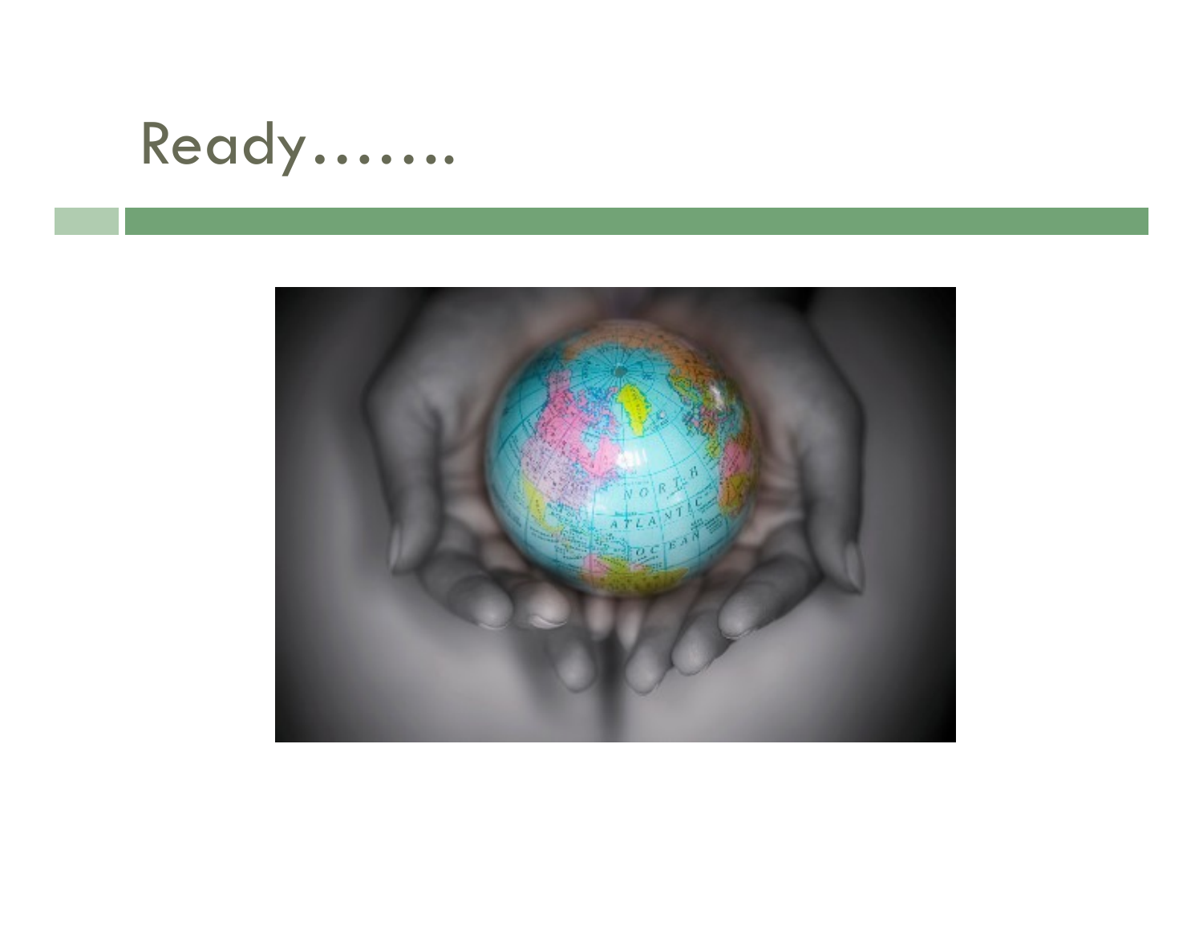# Ready…….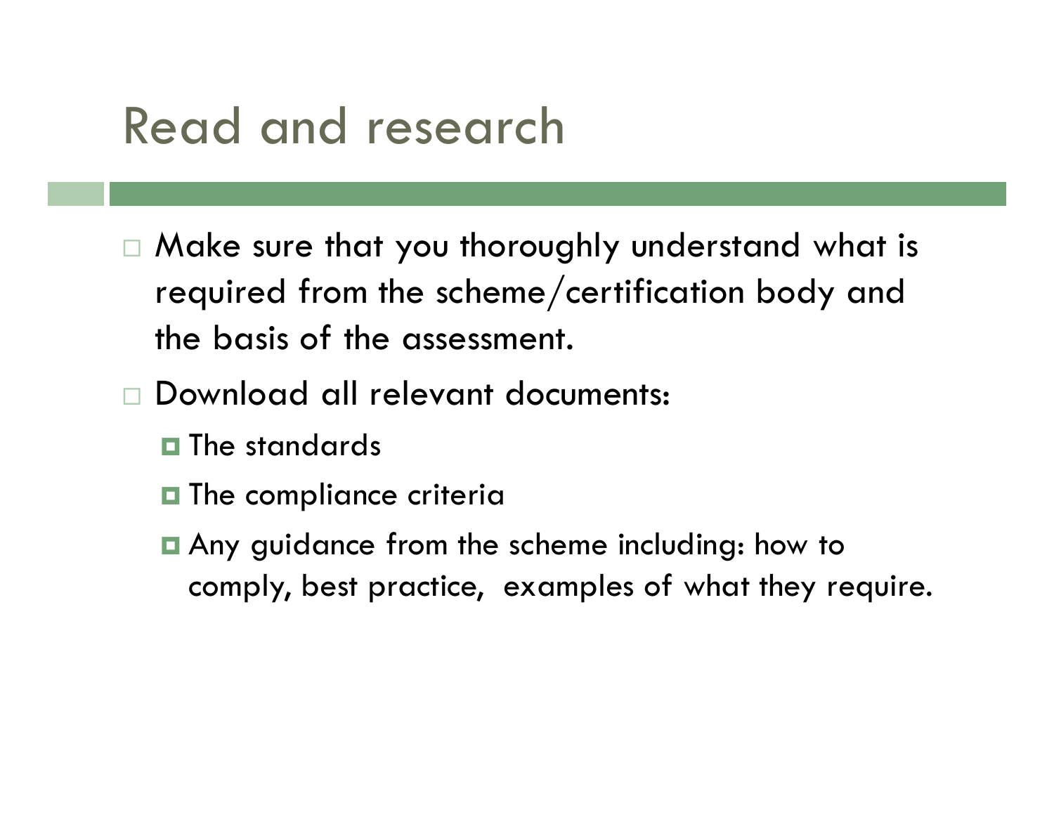# Read and research

- Make sure that you thoroughly understand what is required from the scheme/certification body and the basis of the assessment.
- Download all relevant documents:
  - The standards
  - The compliance criteria
  - Any guidance from the scheme including: how to comply, best practice, examples of what they require.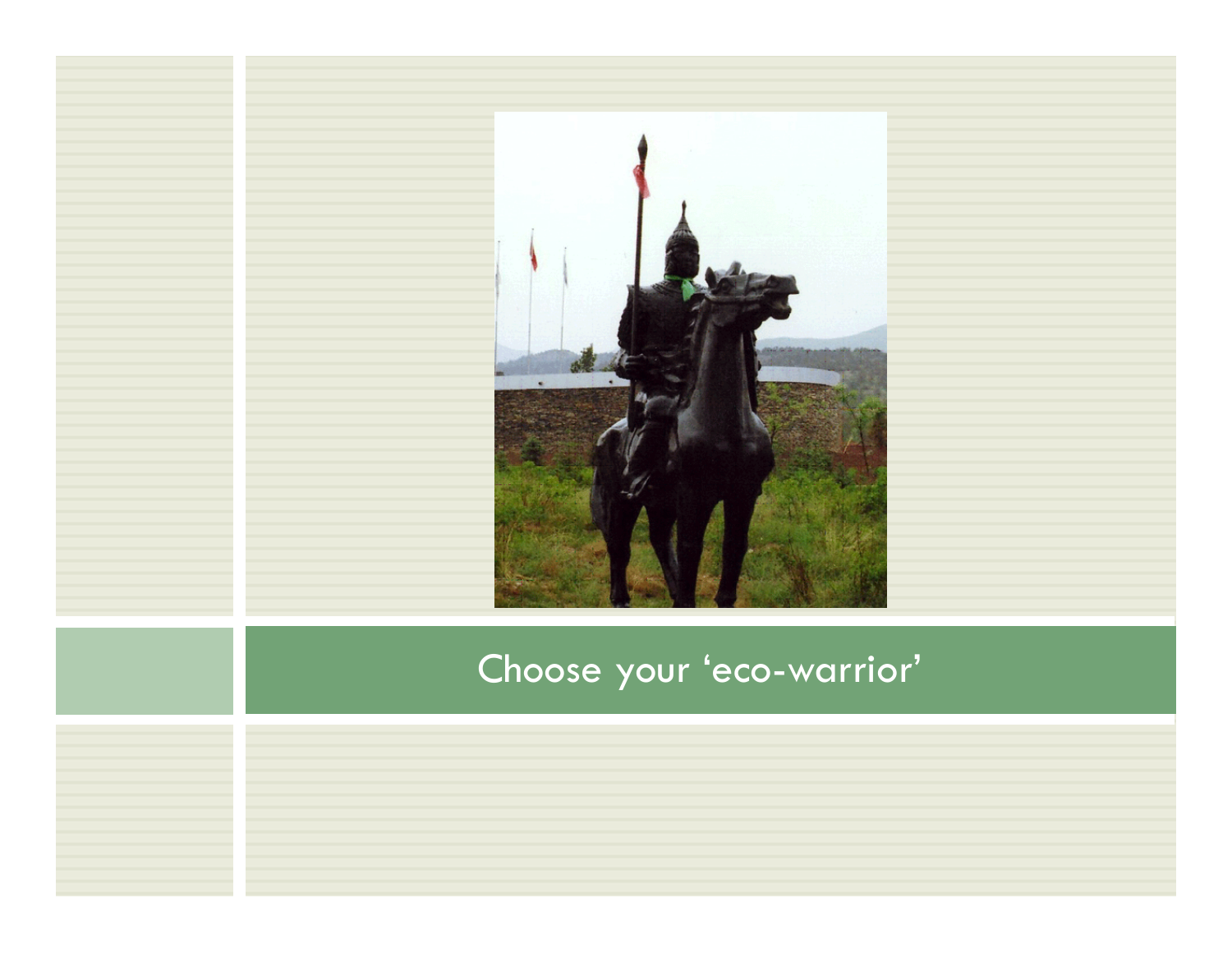# Choose your 'eco-warrior'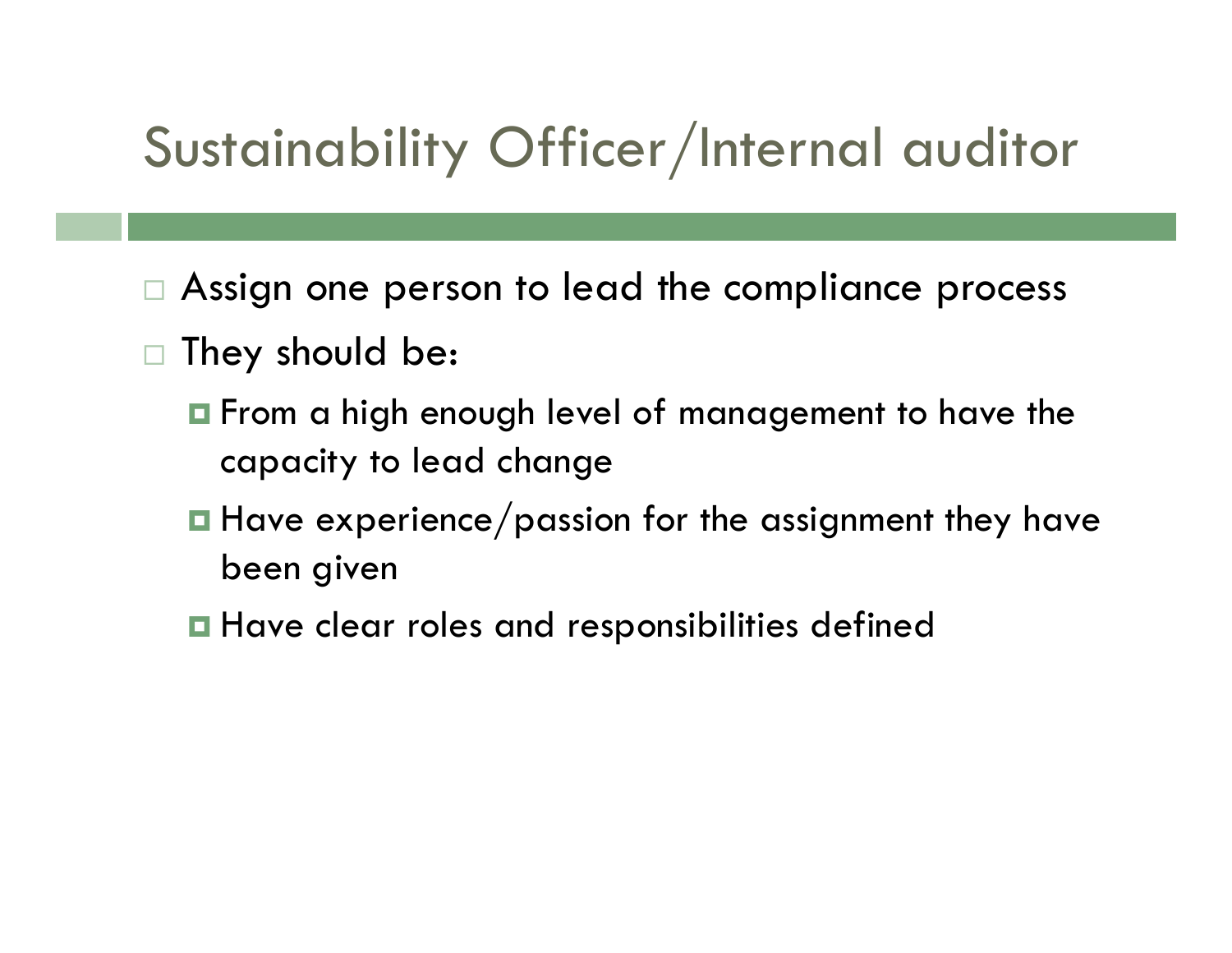# Sustainability Officer/Internal auditor

- Assign one person to lead the compliance process
- They should be:
  - From a high enough level of management to have the capacity to lead change
  - Have experience/passion for the assignment they have been given
  - Have clear roles and responsibilities defined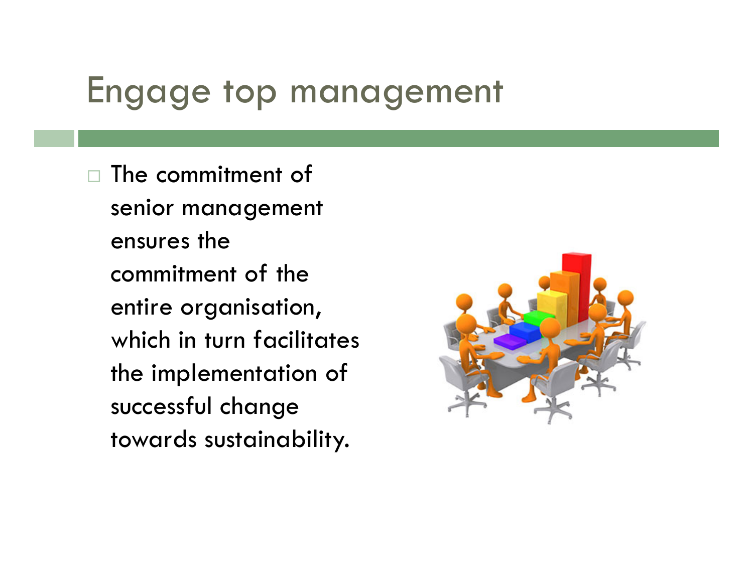# Engage top management

- The commitment of senior management ensures the commitment of the entire organisation, which in turn facilitates the implementation of successful change towards sustainability.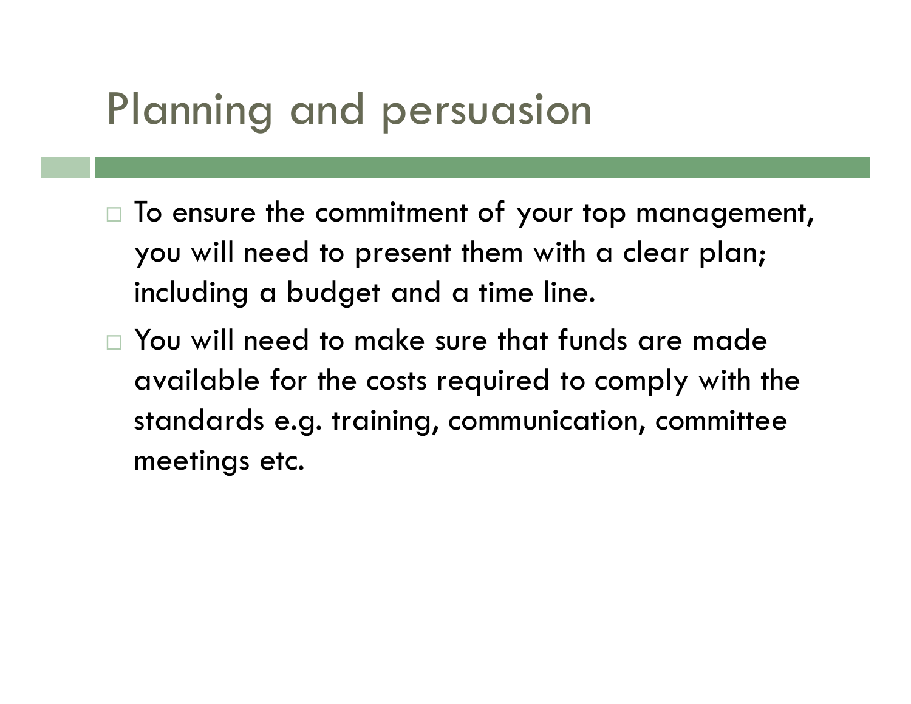# Planning and persuasion

- To ensure the commitment of your top management, you will need to present them with a clear plan; including a budget and a time line.
- You will need to make sure that funds are made available for the costs required to comply with the standards e.g. training, communication, committee meetings etc.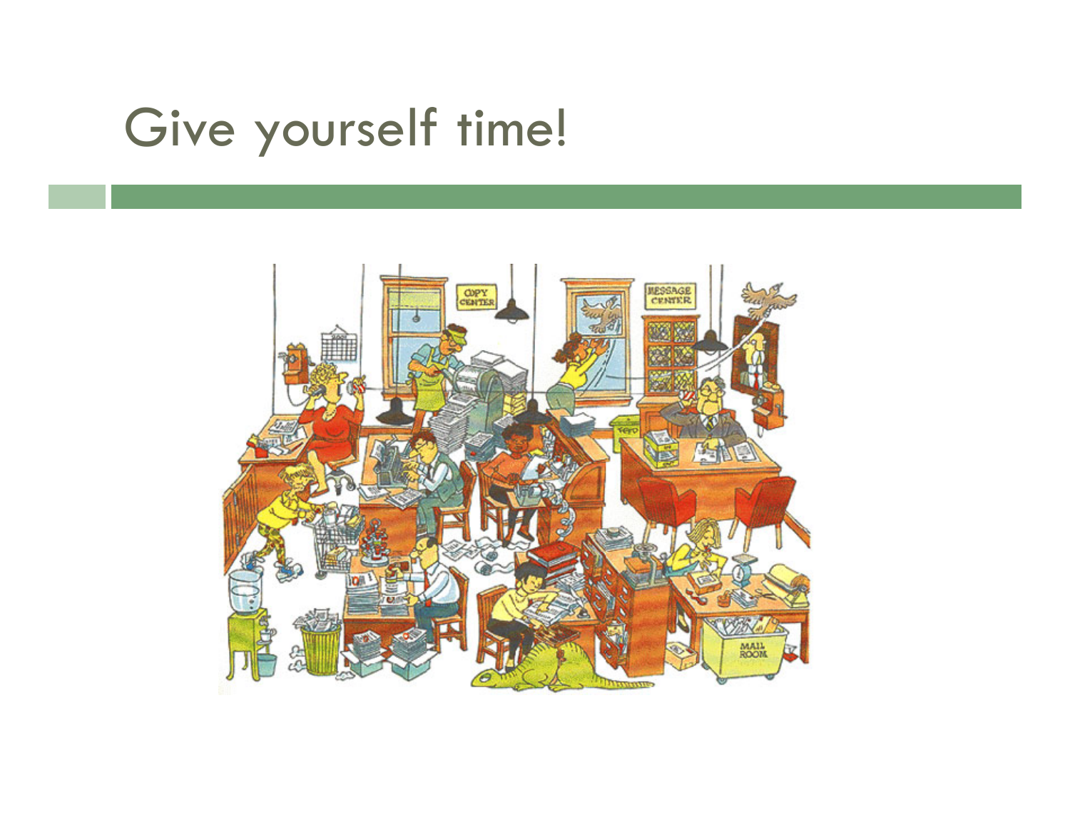# Give yourself time!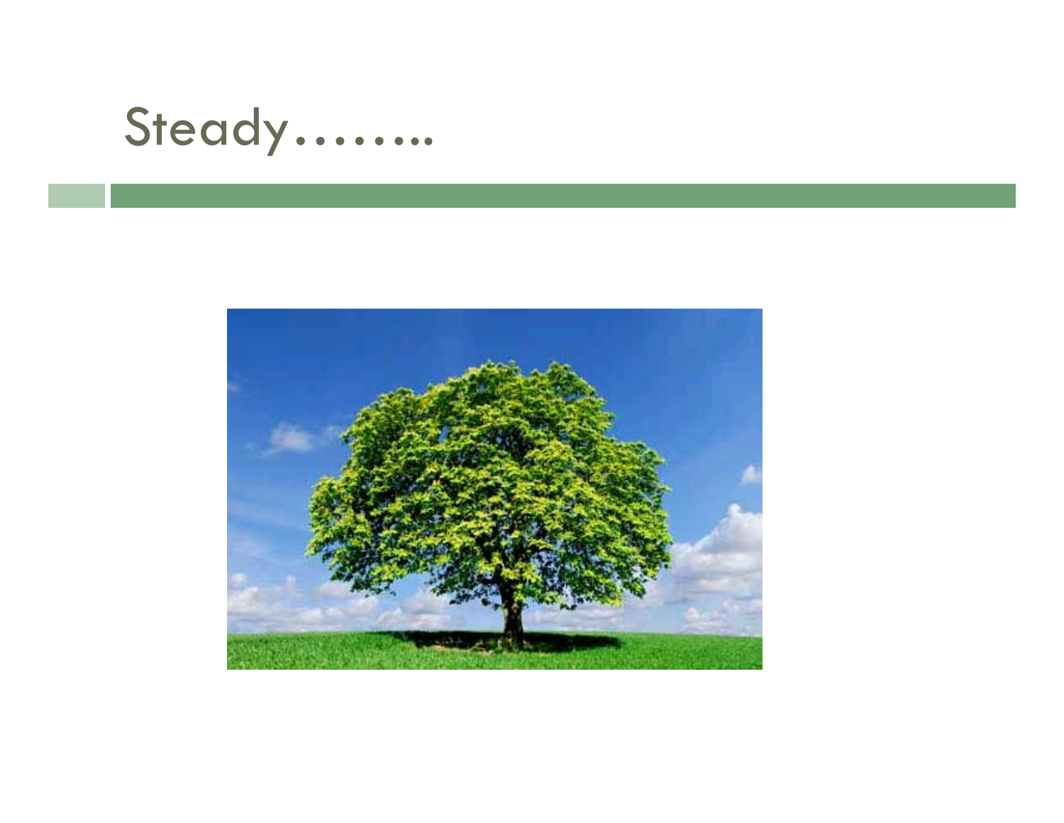# Steady……..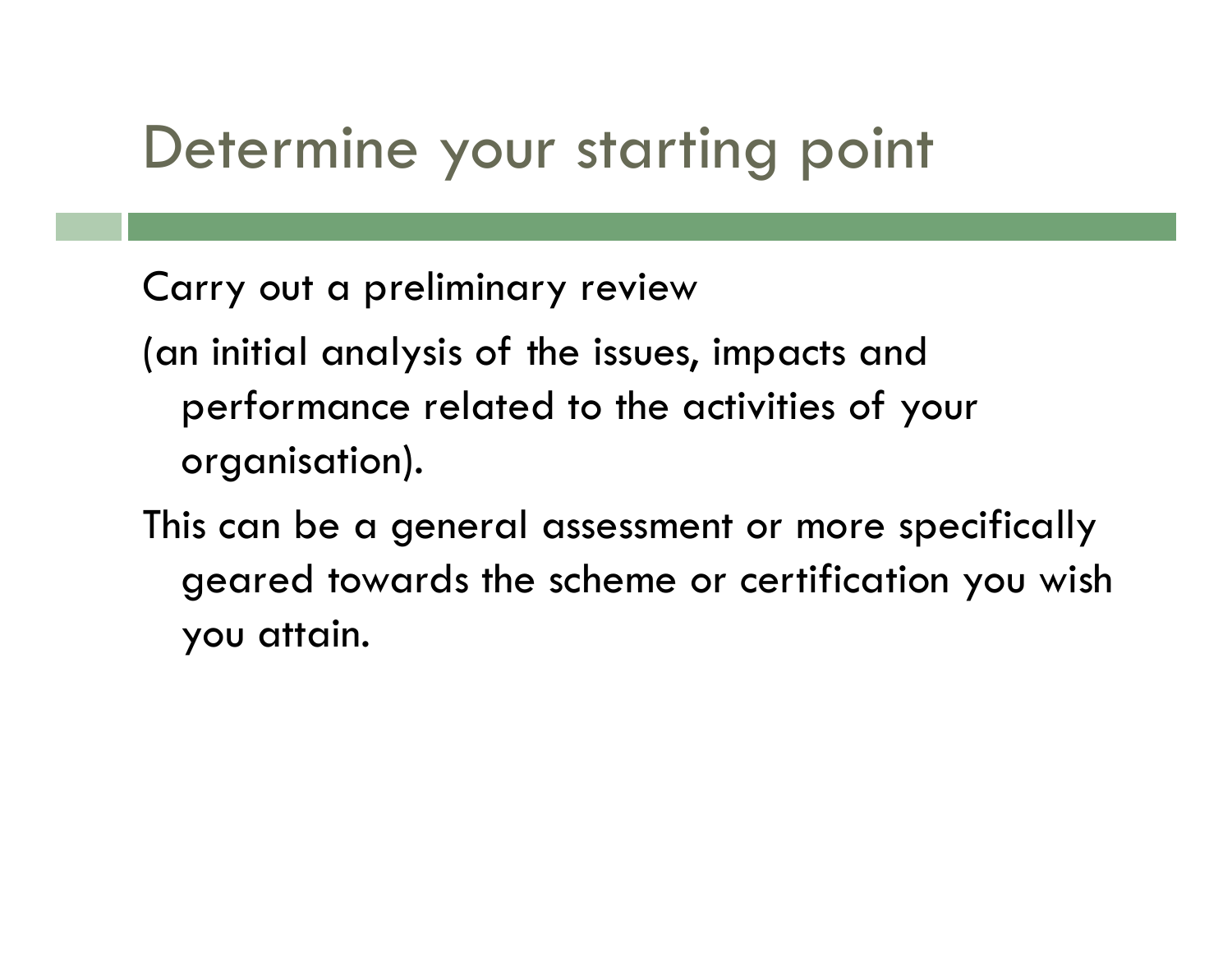# Determine your starting point

Carry out a preliminary review

(an initial analysis of the issues, impacts and performance related to the activities of your organisation).

This can be a general assessment or more specifically geared towards the scheme or certification you wish you attain.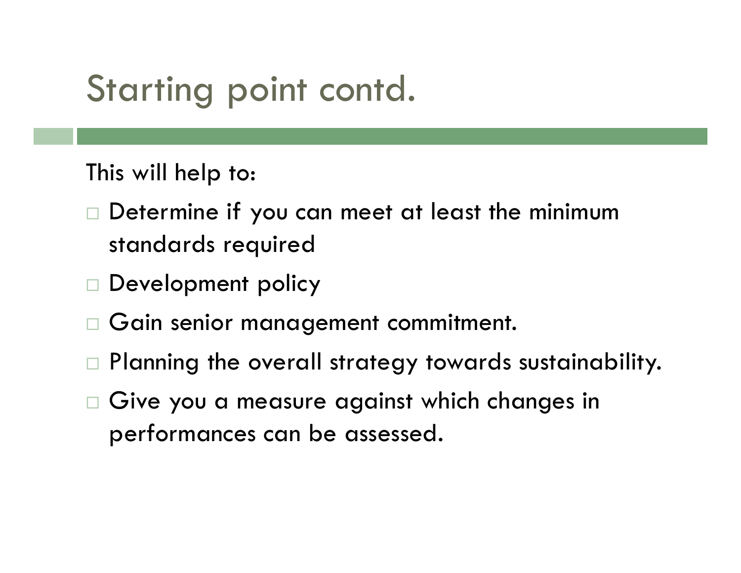# Starting point contd.

This will help to:

- Determine if you can meet at least the minimum standards required
- Development policy
- Gain senior management commitment.
- Planning the overall strategy towards sustainability.
- Give you a measure against which changes in performances can be assessed.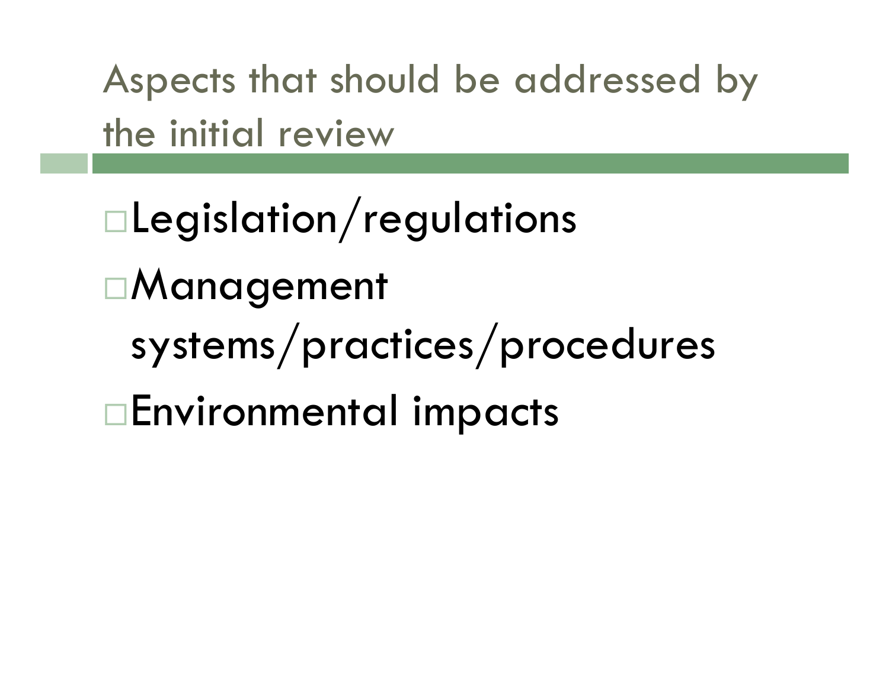# Aspects that should be addressed by the initial review

- Legislation/regulations
- Management systems/practices/procedures
- Environmental impacts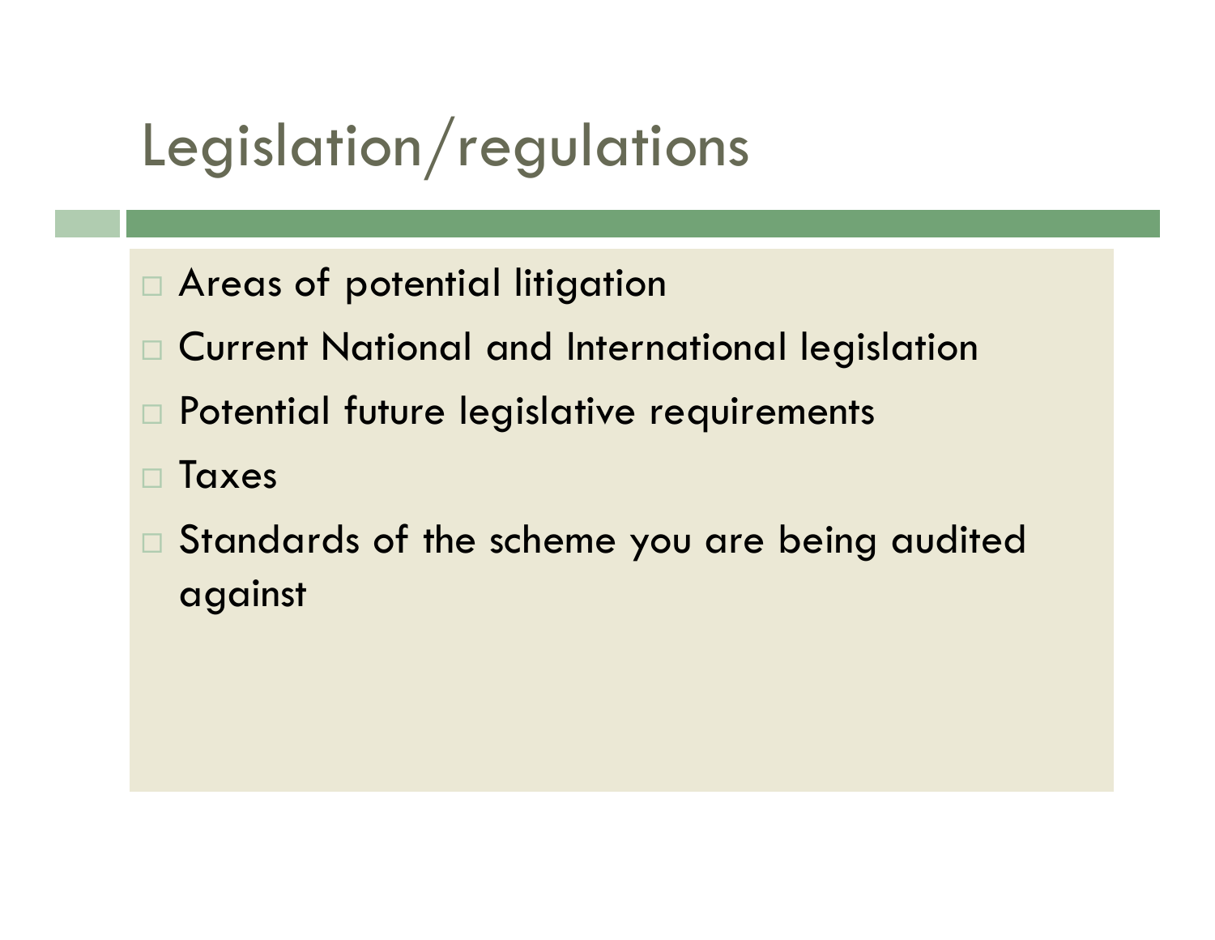# Legislation/regulations

- Areas of potential litigation
- Current National and International legislation
- Potential future legislative requirements
- Taxes
- Standards of the scheme you are being audited against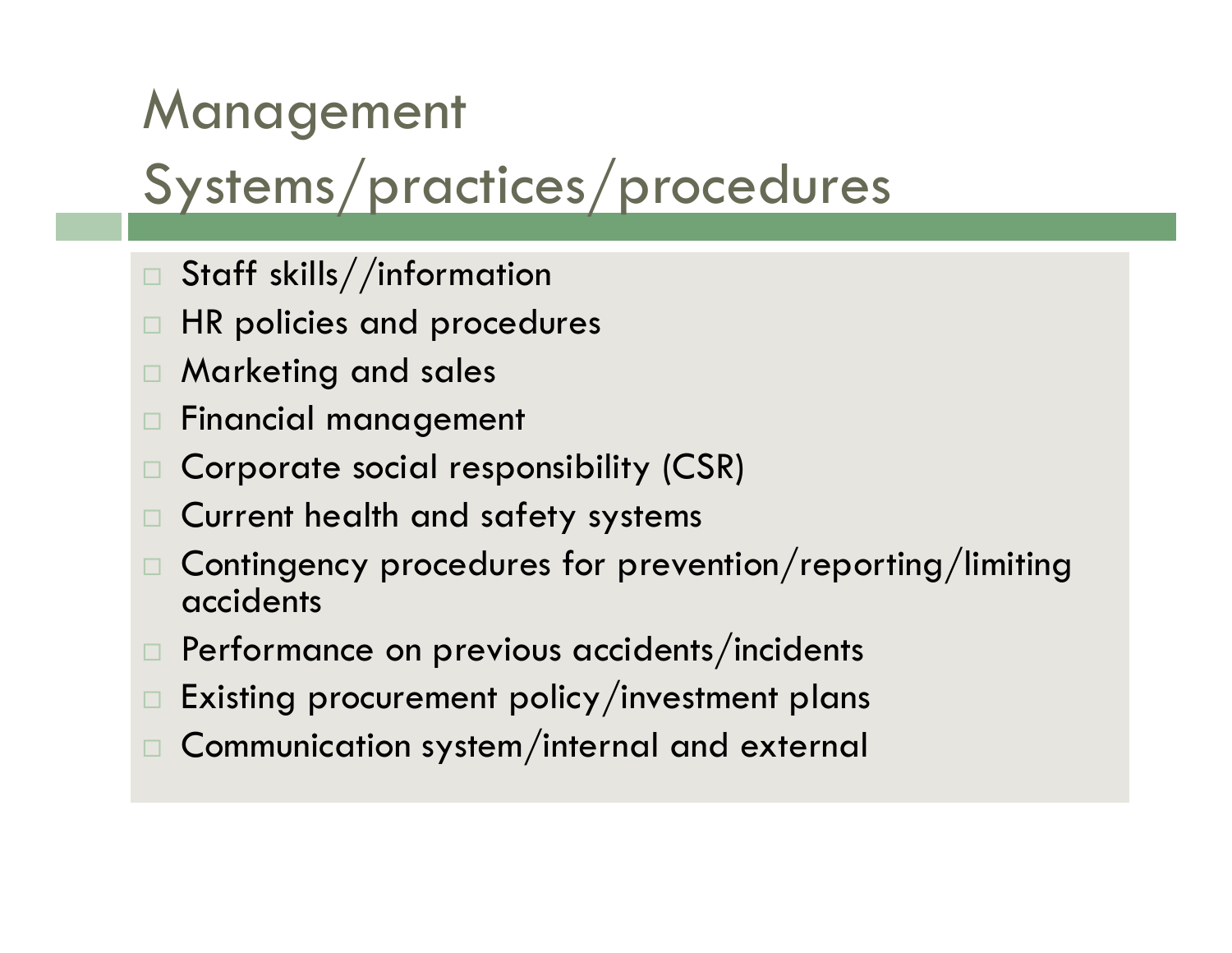# Management Systems/practices/procedures

- Staff skills//information
- HR policies and procedures
- Marketing and sales
- Financial management
- Corporate social responsibility (CSR)
- Current health and safety systems
- Contingency procedures for prevention/reporting/limiting accidents
- Performance on previous accidents/incidents
- Existing procurement policy/investment plans
- Communication system/internal and external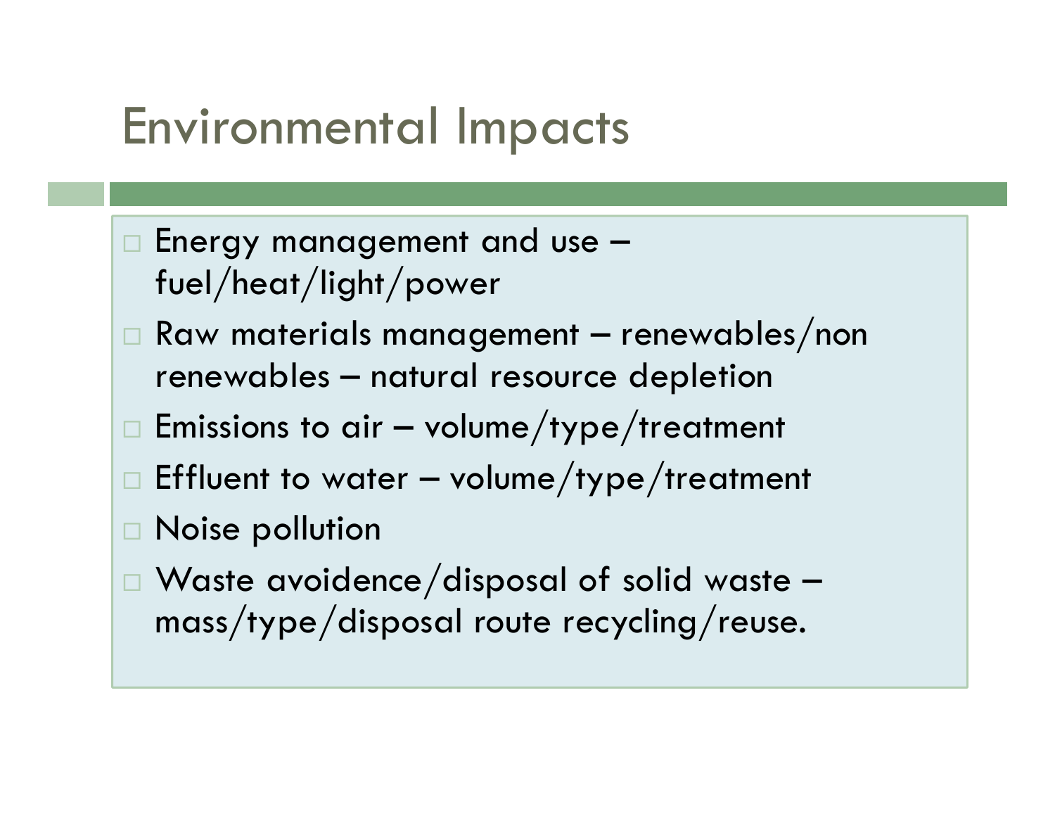# Environmental Impacts

- Energy management and use – fuel/heat/light/power
- Raw materials management – renewables/non renewables – natural resource depletion
- Emissions to air – volume/type/treatment
- Effluent to water – volume/type/treatment
- Noise pollution
- Waste avoidence/disposal of solid waste – mass/type/disposal route recycling/reuse.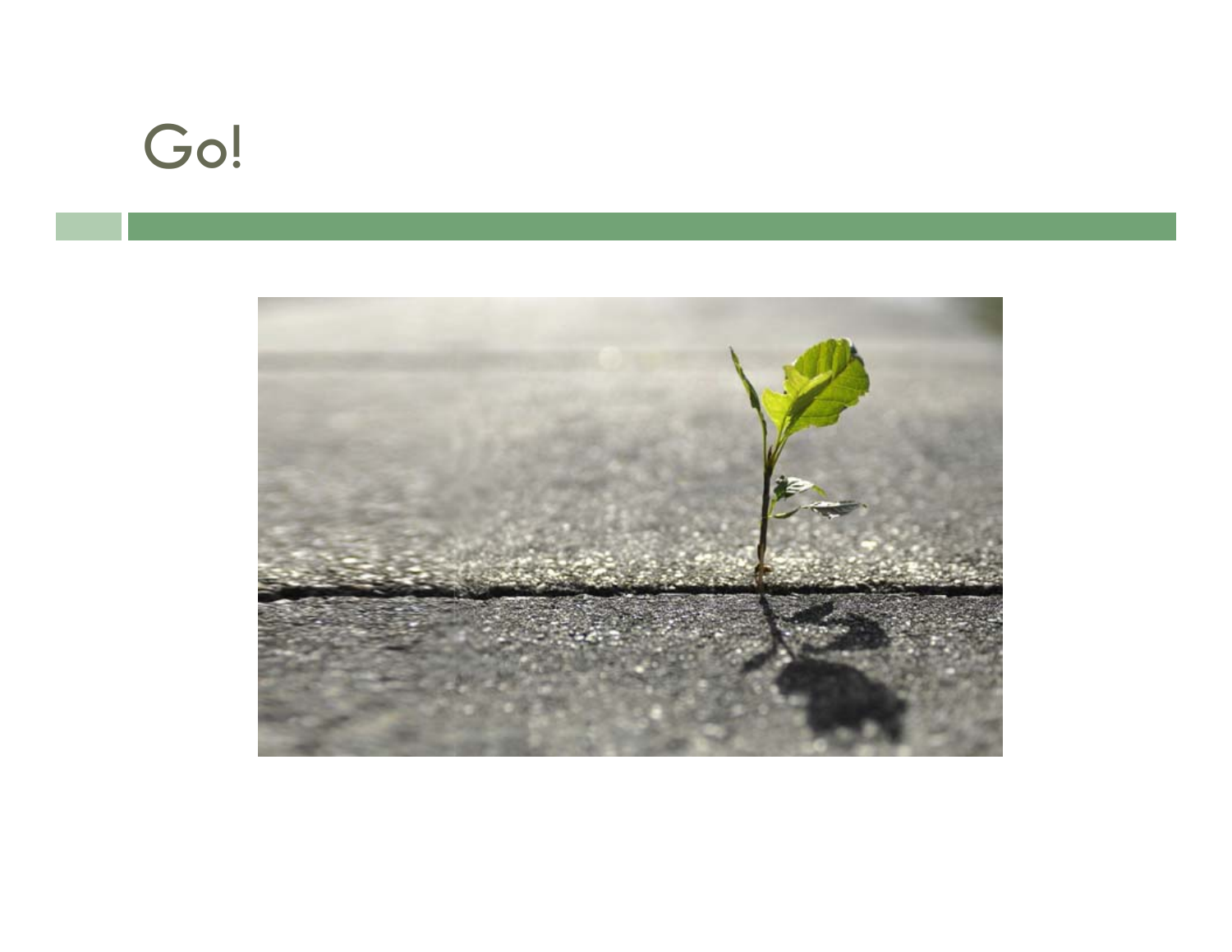# Go!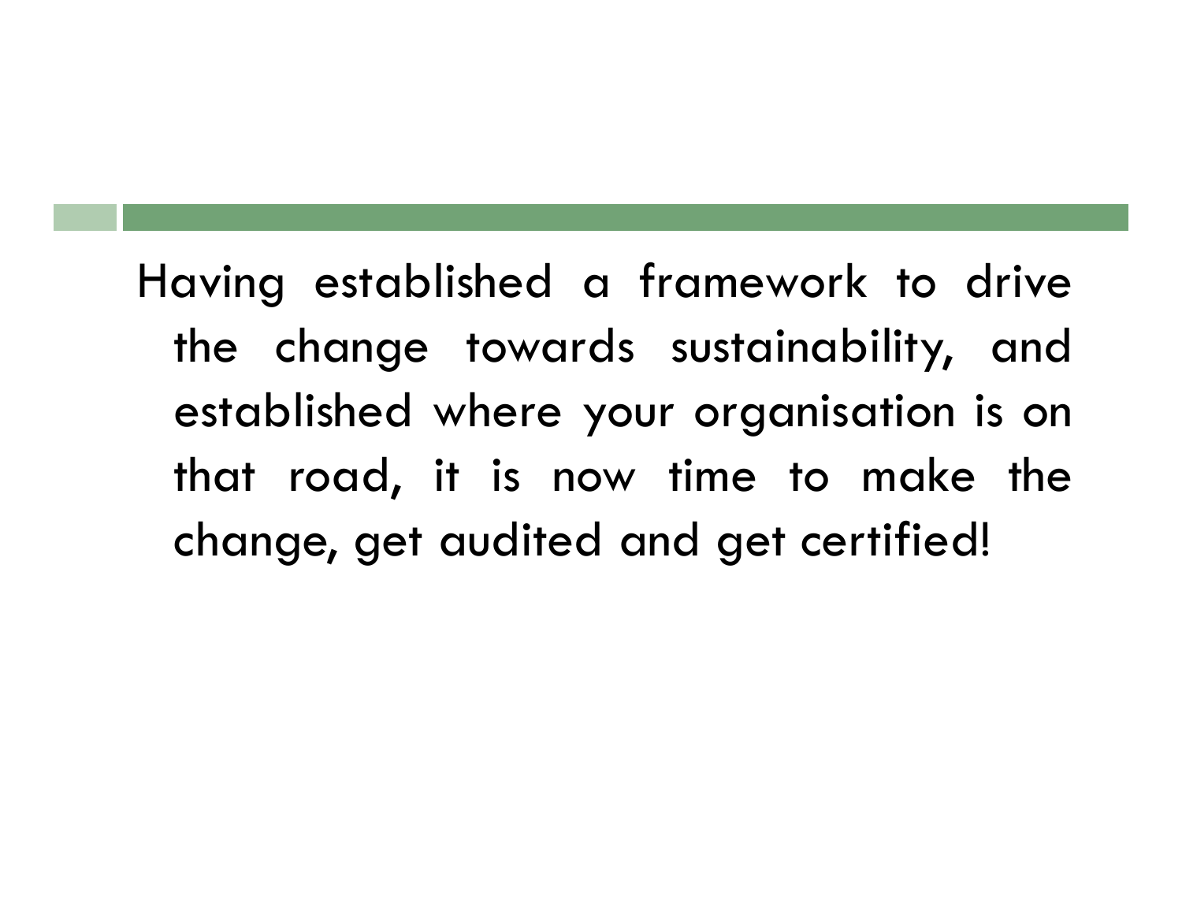Having established a framework to drive the change towards sustainability, and established where your organisation is on that road, it is now time to make the change, get audited and get certified!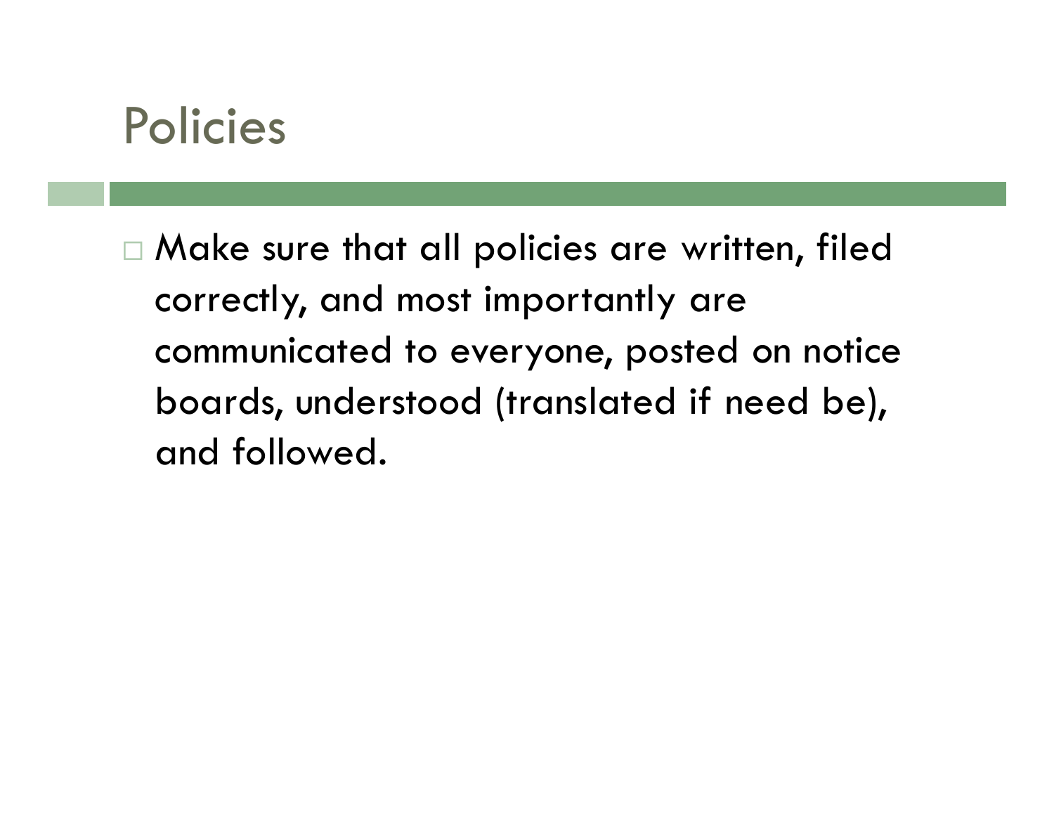# Policies

- Make sure that all policies are written, filed correctly, and most importantly are communicated to everyone, posted on notice boards, understood (translated if need be), and followed.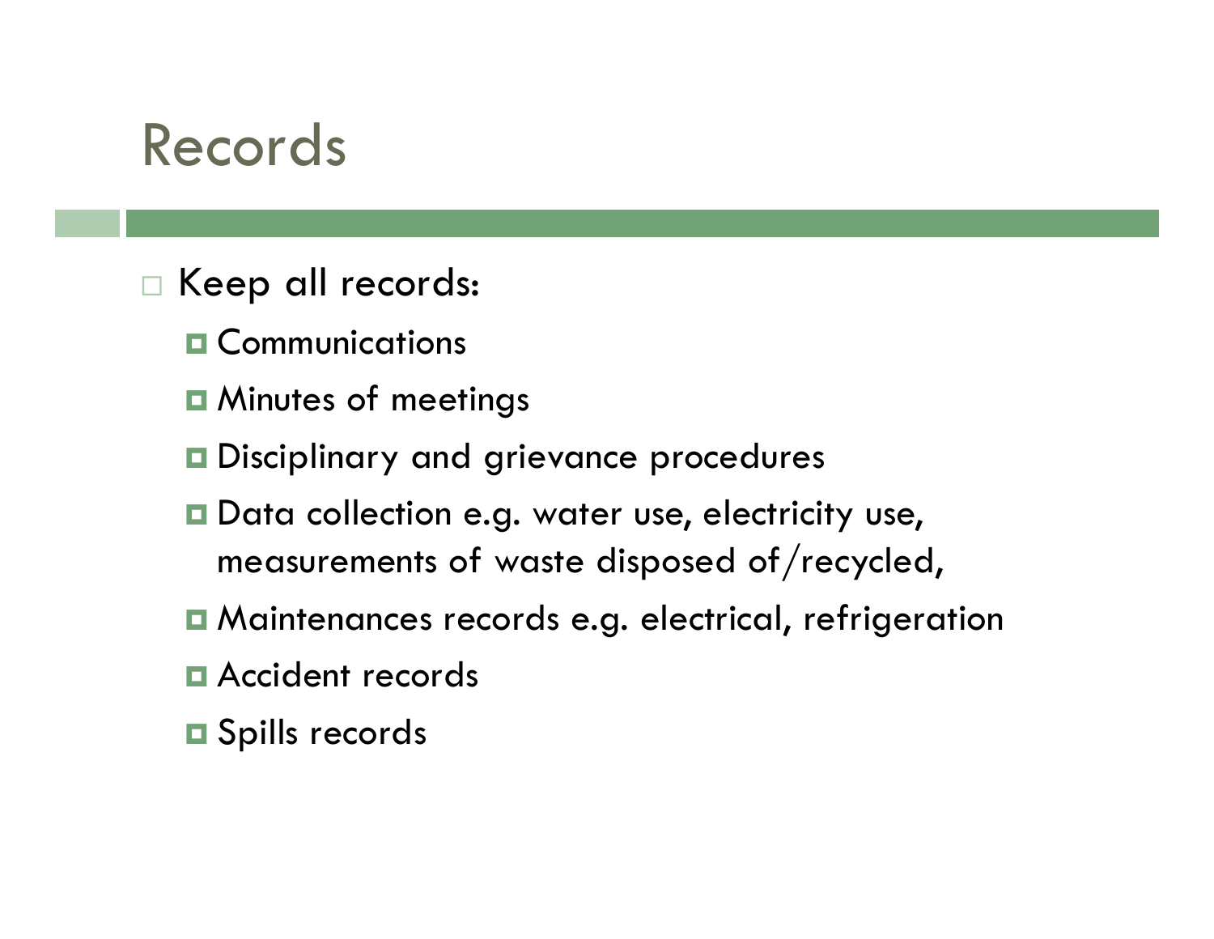# Records

- Keep all records:
  - Communications
  - Minutes of meetings
  - Disciplinary and grievance procedures
  - Data collection e.g. water use, electricity use, measurements of waste disposed of/recycled,
  - Maintenances records e.g. electrical, refrigeration
  - Accident records
  - Spills records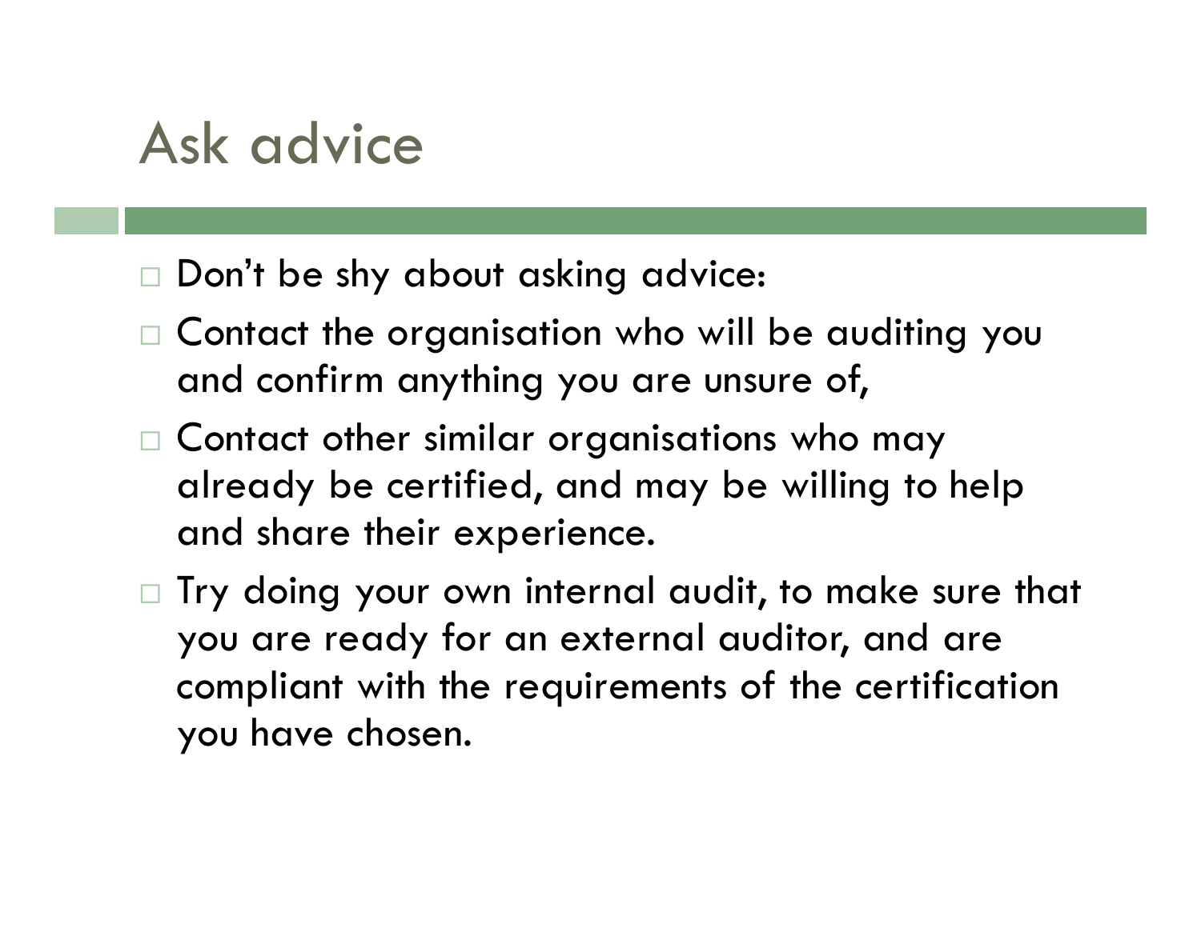# Ask advice

- Don't be shy about asking advice:
- Contact the organisation who will be auditing you and confirm anything you are unsure of,
- Contact other similar organisations who may already be certified, and may be willing to help and share their experience.
- Try doing your own internal audit, to make sure that you are ready for an external auditor, and are compliant with the requirements of the certification you have chosen.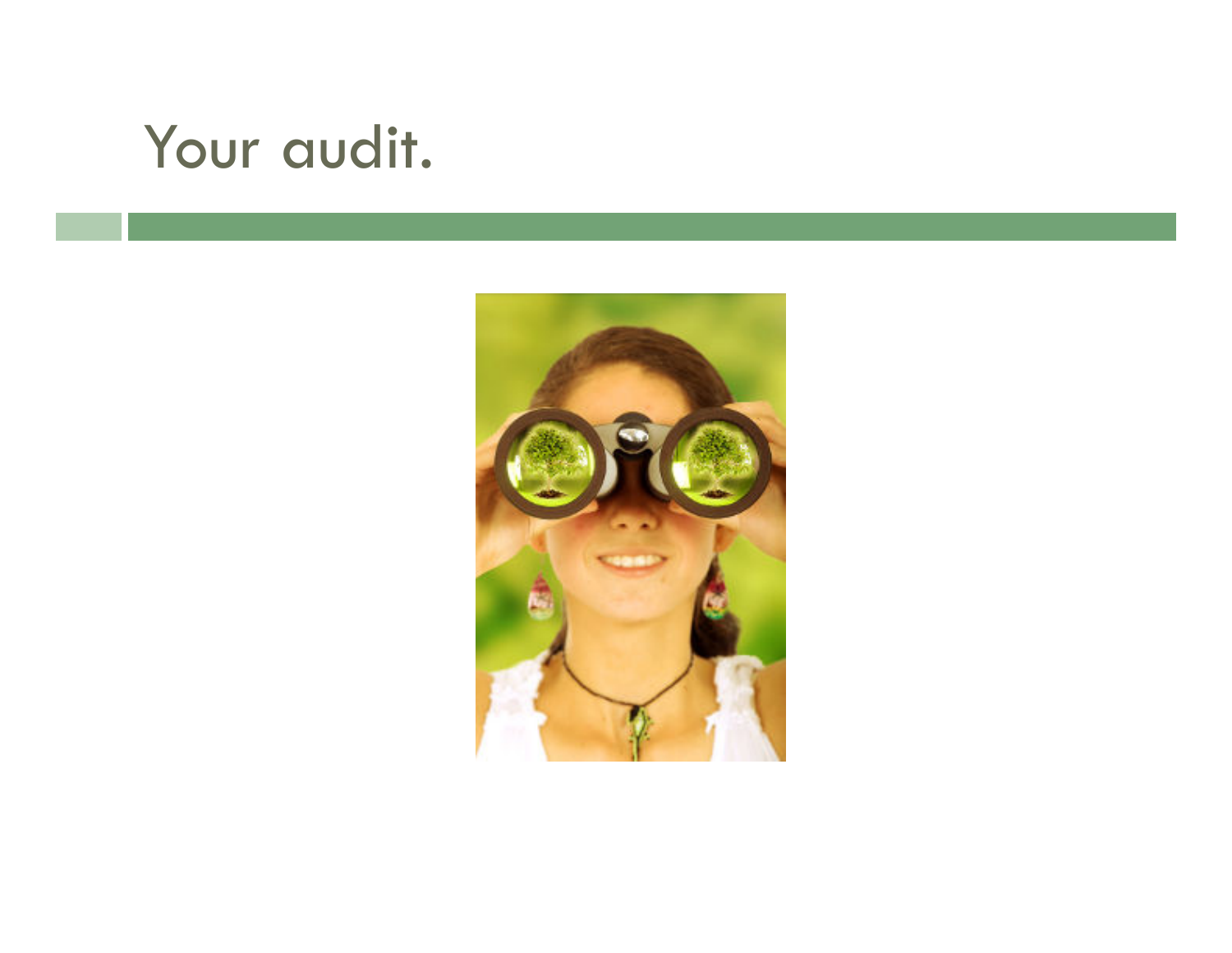# Your audit.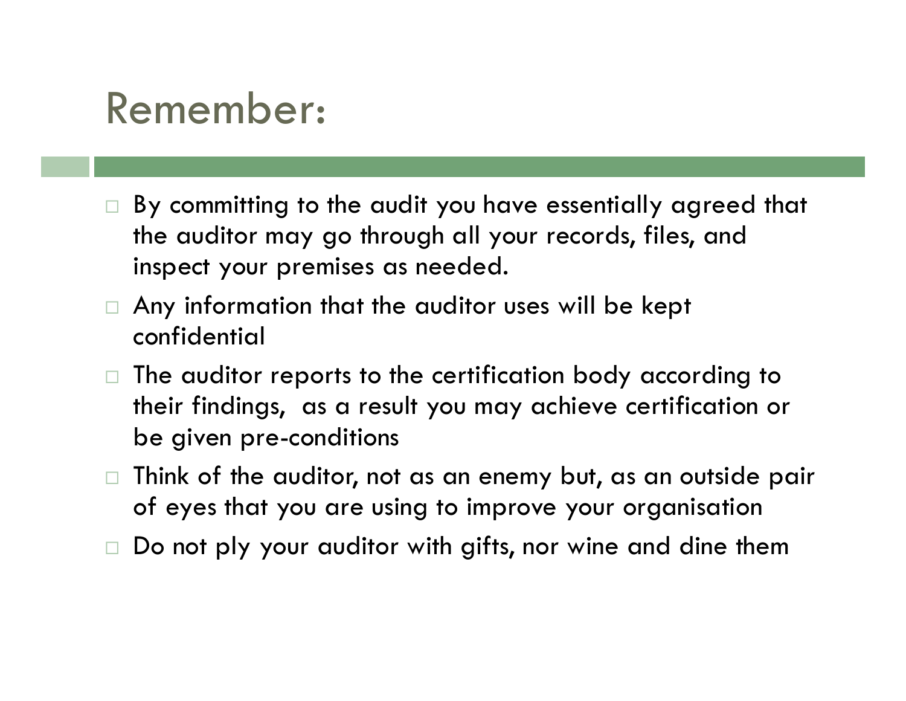# Remember:

- By committing to the audit you have essentially agreed that the auditor may go through all your records, files, and inspect your premises as needed.
- Any information that the auditor uses will be kept confidential
- The auditor reports to the certification body according to their findings,  as a result you may achieve certification or be given pre-conditions
- Think of the auditor, not as an enemy but, as an outside pair of eyes that you are using to improve your organisation
- Do not ply your auditor with gifts, nor wine and dine them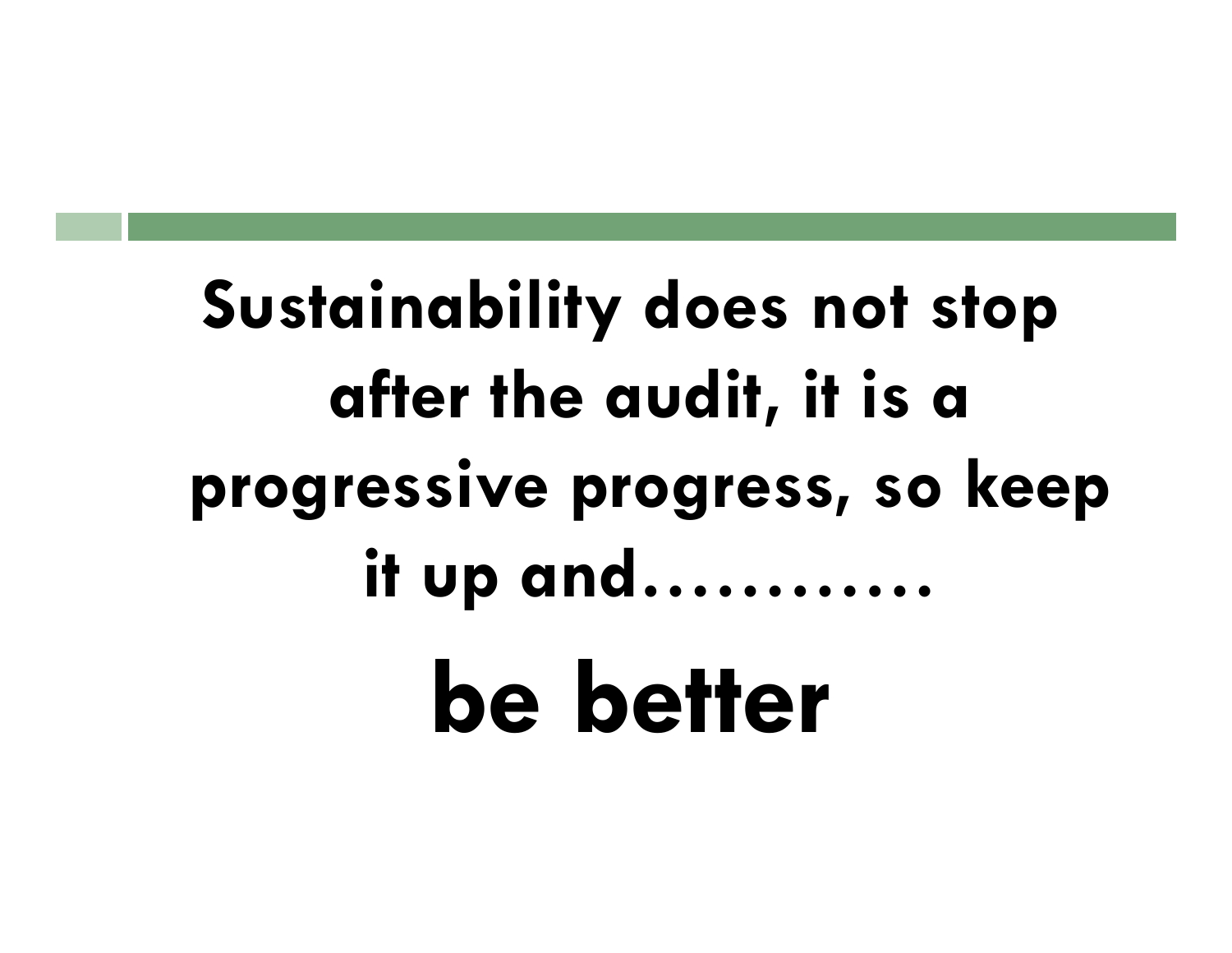Sustainability does not stop after the audit, it is a progressive progress, so keep it up and…………

# be better